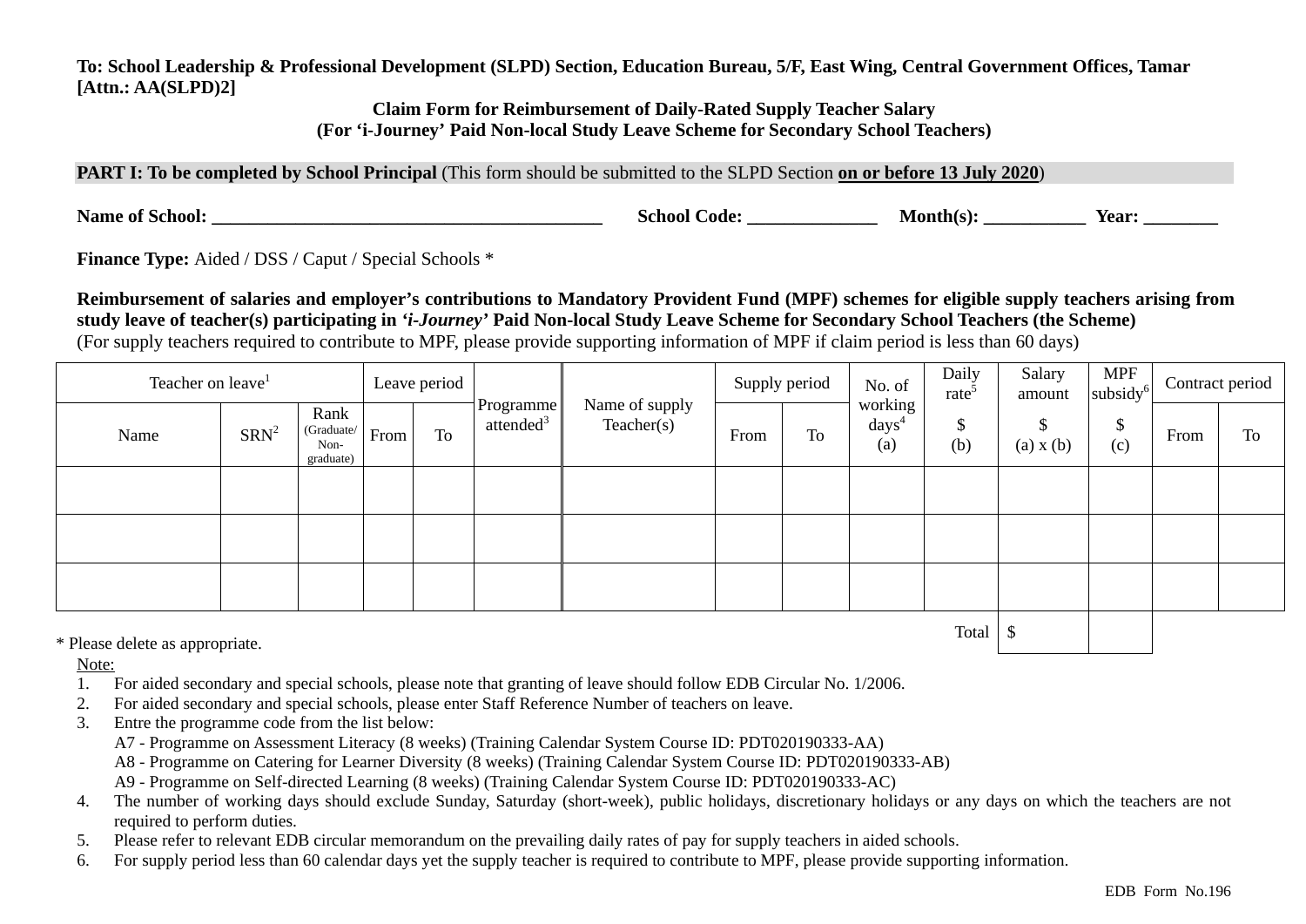**To: School Leadership & Professional Development (SLPD) Section, Education Bureau, 5/F, East Wing, Central Government Offices, Tamar**
**[Attn.: AA(SLPD)2]**

## Claim Form for Reimbursement of Daily-Rated Supply Teacher Salary
## (For ‘i-Journey’ Paid Non-local Study Leave Scheme for Secondary School Teachers)

**PART I: To be completed by School Principal** (This form should be submitted to the SLPD Section **on or before 13 July 2020**)

**Name of School:** ________________________________________ **School Code:** ______________ **Month(s):** ___________ **Year:** ________

**Finance Type:** Aided / DSS / Caput / Special Schools *

**Reimbursement of salaries and employer’s contributions to Mandatory Provident Fund (MPF) schemes for eligible supply teachers arising from study leave of teacher(s) participating in *‘i-Journey’* Paid Non-local Study Leave Scheme for Secondary School Teachers (the Scheme)**
(For supply teachers required to contribute to MPF, please provide supporting information of MPF if claim period is less than 60 days)

| Teacher on leave[1] | | | Leave period | | Programme attended[3] | Name of supply Teacher(s) | Supply period | | No. of working days[4] (a) | Daily rate[5] $ (b) | Salary amount $ (a) x (b) | MPF subsidy[6] $ (c) | Contract period | |
|---|---|---|---|---|---|---|---|---|---|---|---|---|---|---|
| Name | SRN[2] | Rank (Graduate/ Non-graduate) | From | To | | | From | To | | | | | From | To |
| | | | | | | | | | | | | | | |
| | | | | | | | | | | | | | | |
| | | | | | | | | | | | | | | |
| | | | | | | | | | | Total | $ | | | |

\* Please delete as appropriate.

Note:

1. For aided secondary and special schools, please note that granting of leave should follow EDB Circular No. 1/2006.
2. For aided secondary and special schools, please enter Staff Reference Number of teachers on leave.
3. Entre the programme code from the list below:
   A7 - Programme on Assessment Literacy (8 weeks) (Training Calendar System Course ID: PDT020190333-AA)
   A8 - Programme on Catering for Learner Diversity (8 weeks) (Training Calendar System Course ID: PDT020190333-AB)
   A9 - Programme on Self-directed Learning (8 weeks) (Training Calendar System Course ID: PDT020190333-AC)
4. The number of working days should exclude Sunday, Saturday (short-week), public holidays, discretionary holidays or any days on which the teachers are not required to perform duties.
5. Please refer to relevant EDB circular memorandum on the prevailing daily rates of pay for supply teachers in aided schools.
6. For supply period less than 60 calendar days yet the supply teacher is required to contribute to MPF, please provide supporting information.

EDB Form No.196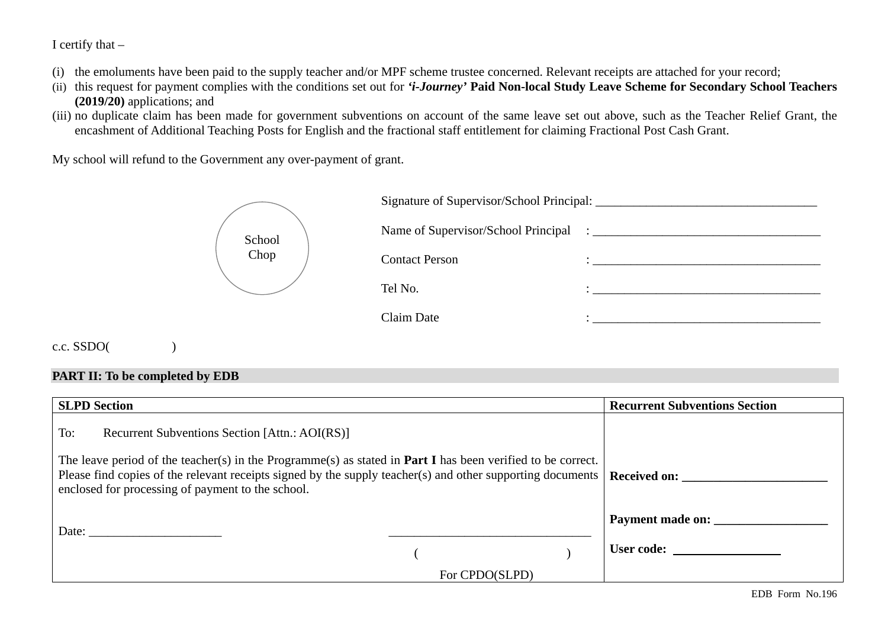I certify that –

(i) the emoluments have been paid to the supply teacher and/or MPF scheme trustee concerned. Relevant receipts are attached for your record;
(ii) this request for payment complies with the conditions set out for ***'i-Journey'* Paid Non-local Study Leave Scheme for Secondary School Teachers (2019/20)** applications; and
(iii) no duplicate claim has been made for government subventions on account of the same leave set out above, such as the Teacher Relief Grant, the encashment of Additional Teaching Posts for English and the fractional staff entitlement for claiming Fractional Post Cash Grant.

My school will refund to the Government any over-payment of grant.

School Chop

Signature of Supervisor/School Principal: ___________________________________

Name of Supervisor/School Principal : ____________________________________

Contact Person : ____________________________________

Tel No. : ____________________________________

Claim Date : ____________________________________

c.c. SSDO(                )

**PART II: To be completed by EDB**

| **SLPD Section** | **Recurrent Subventions Section** |
|---|---|
| To: Recurrent Subventions Section [Attn.: AOI(RS)]<br><br>The leave period of the teacher(s) in the Programme(s) as stated in **Part I** has been verified to be correct. Please find copies of the relevant receipts signed by the supply teacher(s) and other supporting documents enclosed for processing of payment to the school.<br><br>Date: _____________________ _______________________________<br>(                              )<br>For CPDO(SLPD) | **Received on:** _______________________<br><br>**Payment made on:** __________________<br><br>**User code:** _________________ |

EDB Form No.196